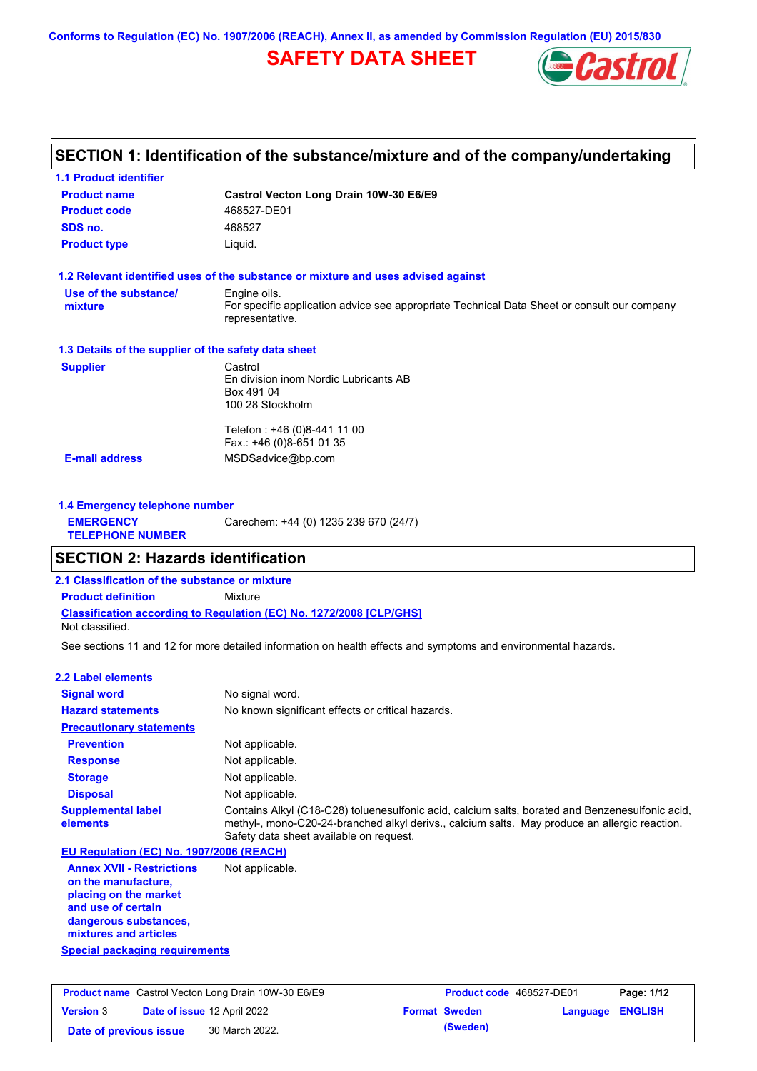Conforms to Regulation (EC) No. 1907/2006 (REACH), Annex II, as amended by Commission Regulation (EU) 2015/830

# SAFETY DATA SHEET

## SECTION 1: Identification of the substance/mixture and of the company/undertaking

### 1.1 Product identifier

| | |
|---|---|
| **Product name** | **Castrol Vecton Long Drain 10W-30 E6/E9** |
| **Product code** | 468527-DE01 |
| **SDS no.** | 468527 |
| **Product type** | Liquid. |

### 1.2 Relevant identified uses of the substance or mixture and uses advised against

| | |
|---|---|
| **Use of the substance/ mixture** | Engine oils. For specific application advice see appropriate Technical Data Sheet or consult our company representative. |

### 1.3 Details of the supplier of the safety data sheet

| | |
|---|---|
| **Supplier** | Castrol<br>En division inom Nordic Lubricants AB<br>Box 491 04<br>100 28 Stockholm<br><br>Telefon : +46 (0)8-441 11 00<br>Fax.: +46 (0)8-651 01 35 |
| **E-mail address** | MSDSadvice@bp.com |

### 1.4 Emergency telephone number

| | |
|---|---|
| **EMERGENCY TELEPHONE NUMBER** | Carechem: +44 (0) 1235 239 670 (24/7) |

## SECTION 2: Hazards identification

### 2.1 Classification of the substance or mixture

**Product definition** Mixture

**Classification according to Regulation (EC) No. 1272/2008 [CLP/GHS]**

Not classified.

See sections 11 and 12 for more detailed information on health effects and symptoms and environmental hazards.

### 2.2 Label elements

| | |
|---|---|
| **Signal word** | No signal word. |
| **Hazard statements** | No known significant effects or critical hazards. |
| **Precautionary statements** | |
| **Prevention** | Not applicable. |
| **Response** | Not applicable. |
| **Storage** | Not applicable. |
| **Disposal** | Not applicable. |
| **Supplemental label elements** | Contains Alkyl (C18-C28) toluenesulfonic acid, calcium salts, borated and Benzenesulfonic acid, methyl-, mono-C20-24-branched alkyl derivs., calcium salts. May produce an allergic reaction. Safety data sheet available on request. |

**EU Regulation (EC) No. 1907/2006 (REACH)**

| | |
|---|---|
| **Annex XVII - Restrictions on the manufacture, placing on the market and use of certain dangerous substances, mixtures and articles** | Not applicable. |

**Special packaging requirements**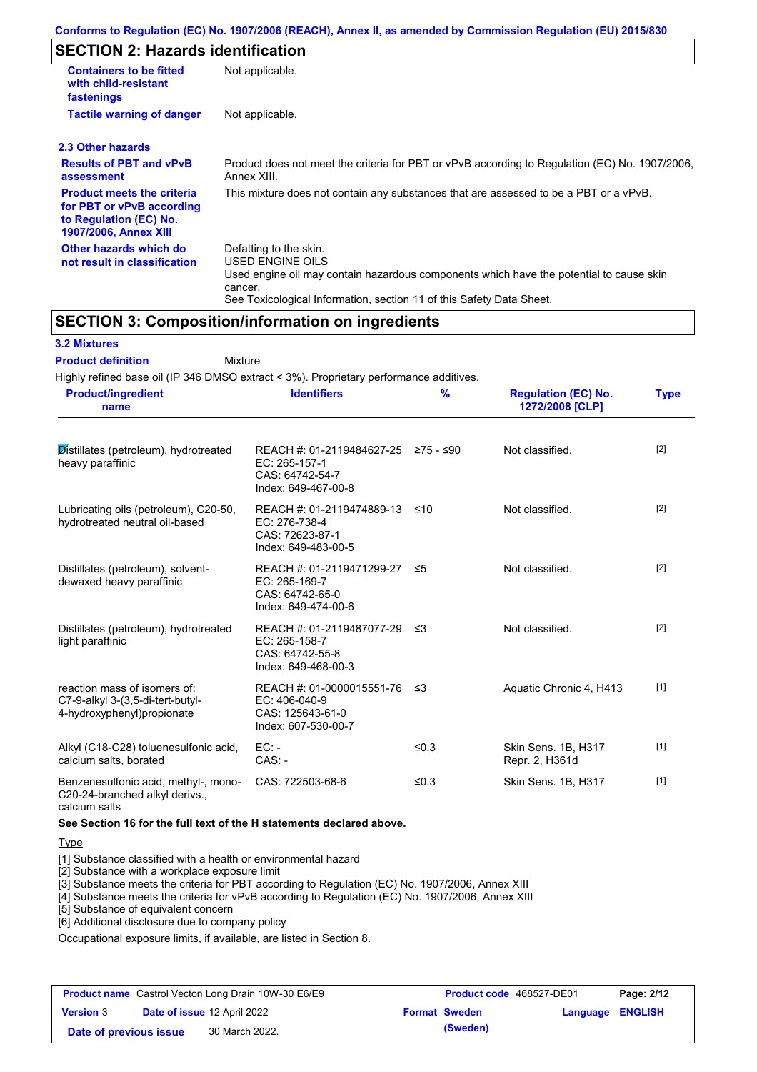## SECTION 2: Hazards identification

| | |
|---|---|
| **Containers to be fitted with child-resistant fastenings** | Not applicable. |
| **Tactile warning of danger** | Not applicable. |

### 2.3 Other hazards

| | |
|---|---|
| **Results of PBT and vPvB assessment** | Product does not meet the criteria for PBT or vPvB according to Regulation (EC) No. 1907/2006, Annex XIII. |
| **Product meets the criteria for PBT or vPvB according to Regulation (EC) No. 1907/2006, Annex XIII** | This mixture does not contain any substances that are assessed to be a PBT or a vPvB. |
| **Other hazards which do not result in classification** | Defatting to the skin.<br>USED ENGINE OILS<br>Used engine oil may contain hazardous components which have the potential to cause skin cancer.<br>See Toxicological Information, section 11 of this Safety Data Sheet. |

## SECTION 3: Composition/information on ingredients

### 3.2 Mixtures

**Product definition** Mixture

Highly refined base oil (IP 346 DMSO extract < 3%). Proprietary performance additives.

| Product/ingredient name | Identifiers | % | Regulation (EC) No. 1272/2008 [CLP] | Type |
|---|---|---|---|---|
| Distillates (petroleum), hydrotreated heavy paraffinic | REACH #: 01-2119484627-25<br>EC: 265-157-1<br>CAS: 64742-54-7<br>Index: 649-467-00-8 | ≥75 - ≤90 | Not classified. | [2] |
| Lubricating oils (petroleum), C20-50, hydrotreated neutral oil-based | REACH #: 01-2119474889-13<br>EC: 276-738-4<br>CAS: 72623-87-1<br>Index: 649-483-00-5 | ≤10 | Not classified. | [2] |
| Distillates (petroleum), solvent-dewaxed heavy paraffinic | REACH #: 01-2119471299-27<br>EC: 265-169-7<br>CAS: 64742-65-0<br>Index: 649-474-00-6 | ≤5 | Not classified. | [2] |
| Distillates (petroleum), hydrotreated light paraffinic | REACH #: 01-2119487077-29<br>EC: 265-158-7<br>CAS: 64742-55-8<br>Index: 649-468-00-3 | ≤3 | Not classified. | [2] |
| reaction mass of isomers of: C7-9-alkyl 3-(3,5-di-tert-butyl-4-hydroxyphenyl)propionate | REACH #: 01-0000015551-76<br>EC: 406-040-9<br>CAS: 125643-61-0<br>Index: 607-530-00-7 | ≤3 | Aquatic Chronic 4, H413 | [1] |
| Alkyl (C18-C28) toluenesulfonic acid, calcium salts, borated | EC: -<br>CAS: - | ≤0.3 | Skin Sens. 1B, H317<br>Repr. 2, H361d | [1] |
| Benzenesulfonic acid, methyl-, mono-C20-24-branched alkyl derivs., calcium salts | CAS: 722503-68-6 | ≤0.3 | Skin Sens. 1B, H317 | [1] |

**See Section 16 for the full text of the H statements declared above.**

Type

[1] Substance classified with a health or environmental hazard
[2] Substance with a workplace exposure limit
[3] Substance meets the criteria for PBT according to Regulation (EC) No. 1907/2006, Annex XIII
[4] Substance meets the criteria for vPvB according to Regulation (EC) No. 1907/2006, Annex XIII
[5] Substance of equivalent concern
[6] Additional disclosure due to company policy

Occupational exposure limits, if available, are listed in Section 8.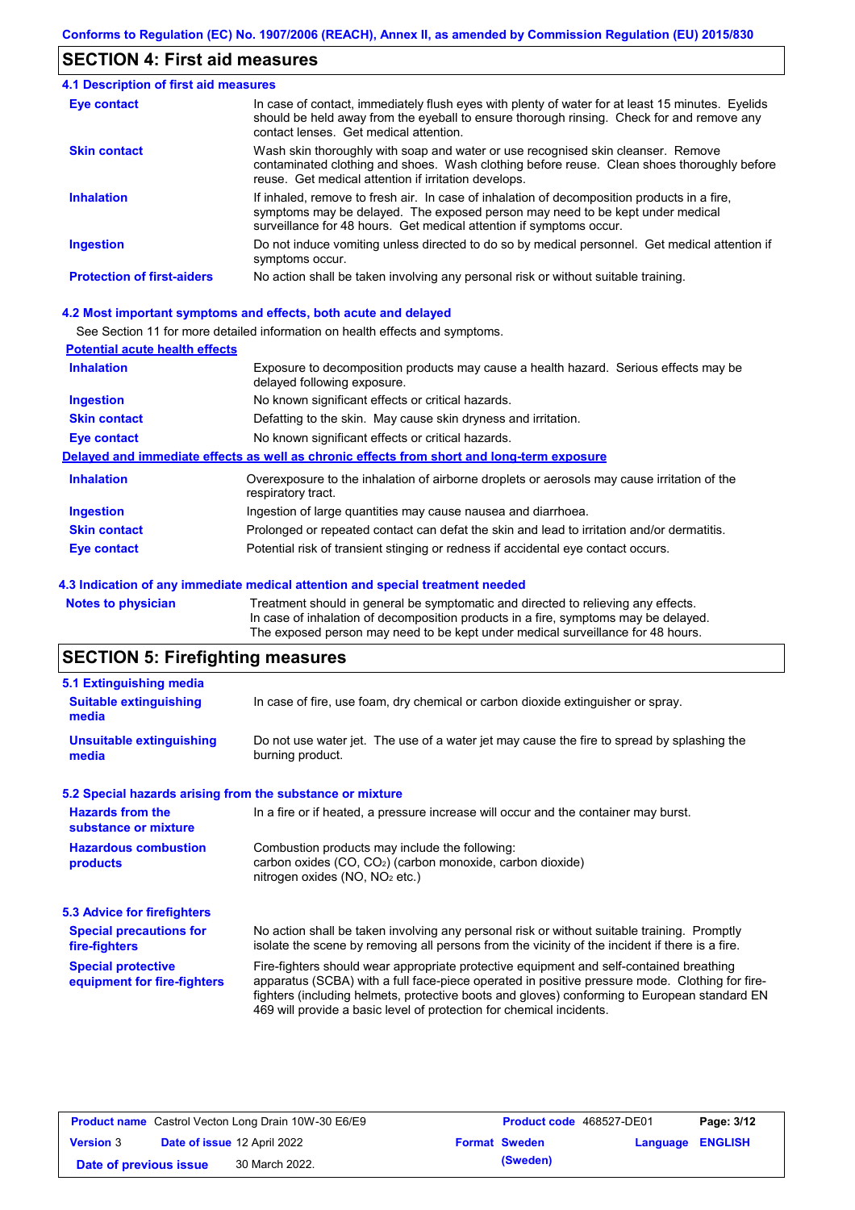## SECTION 4: First aid measures

### 4.1 Description of first aid measures

| | |
|---|---|
| **Eye contact** | In case of contact, immediately flush eyes with plenty of water for at least 15 minutes. Eyelids should be held away from the eyeball to ensure thorough rinsing. Check for and remove any contact lenses. Get medical attention. |
| **Skin contact** | Wash skin thoroughly with soap and water or use recognised skin cleanser. Remove contaminated clothing and shoes. Wash clothing before reuse. Clean shoes thoroughly before reuse. Get medical attention if irritation develops. |
| **Inhalation** | If inhaled, remove to fresh air. In case of inhalation of decomposition products in a fire, symptoms may be delayed. The exposed person may need to be kept under medical surveillance for 48 hours. Get medical attention if symptoms occur. |
| **Ingestion** | Do not induce vomiting unless directed to do so by medical personnel. Get medical attention if symptoms occur. |
| **Protection of first-aiders** | No action shall be taken involving any personal risk or without suitable training. |

### 4.2 Most important symptoms and effects, both acute and delayed

See Section 11 for more detailed information on health effects and symptoms.

**Potential acute health effects**

| | |
|---|---|
| **Inhalation** | Exposure to decomposition products may cause a health hazard. Serious effects may be delayed following exposure. |
| **Ingestion** | No known significant effects or critical hazards. |
| **Skin contact** | Defatting to the skin. May cause skin dryness and irritation. |
| **Eye contact** | No known significant effects or critical hazards. |

**Delayed and immediate effects as well as chronic effects from short and long-term exposure**

| | |
|---|---|
| **Inhalation** | Overexposure to the inhalation of airborne droplets or aerosols may cause irritation of the respiratory tract. |
| **Ingestion** | Ingestion of large quantities may cause nausea and diarrhoea. |
| **Skin contact** | Prolonged or repeated contact can defat the skin and lead to irritation and/or dermatitis. |
| **Eye contact** | Potential risk of transient stinging or redness if accidental eye contact occurs. |

### 4.3 Indication of any immediate medical attention and special treatment needed

| | |
|---|---|
| **Notes to physician** | Treatment should in general be symptomatic and directed to relieving any effects. In case of inhalation of decomposition products in a fire, symptoms may be delayed. The exposed person may need to be kept under medical surveillance for 48 hours. |

## SECTION 5: Firefighting measures

### 5.1 Extinguishing media

| | |
|---|---|
| **Suitable extinguishing media** | In case of fire, use foam, dry chemical or carbon dioxide extinguisher or spray. |
| **Unsuitable extinguishing media** | Do not use water jet. The use of a water jet may cause the fire to spread by splashing the burning product. |

### 5.2 Special hazards arising from the substance or mixture

| | |
|---|---|
| **Hazards from the substance or mixture** | In a fire or if heated, a pressure increase will occur and the container may burst. |
| **Hazardous combustion products** | Combustion products may include the following: carbon oxides ($CO$, $CO_2$) (carbon monoxide, carbon dioxide) nitrogen oxides ($NO$, $NO_2$ etc.) |

### 5.3 Advice for firefighters

| | |
|---|---|
| **Special precautions for fire-fighters** | No action shall be taken involving any personal risk or without suitable training. Promptly isolate the scene by removing all persons from the vicinity of the incident if there is a fire. |
| **Special protective equipment for fire-fighters** | Fire-fighters should wear appropriate protective equipment and self-contained breathing apparatus (SCBA) with a full face-piece operated in positive pressure mode. Clothing for fire-fighters (including helmets, protective boots and gloves) conforming to European standard EN 469 will provide a basic level of protection for chemical incidents. |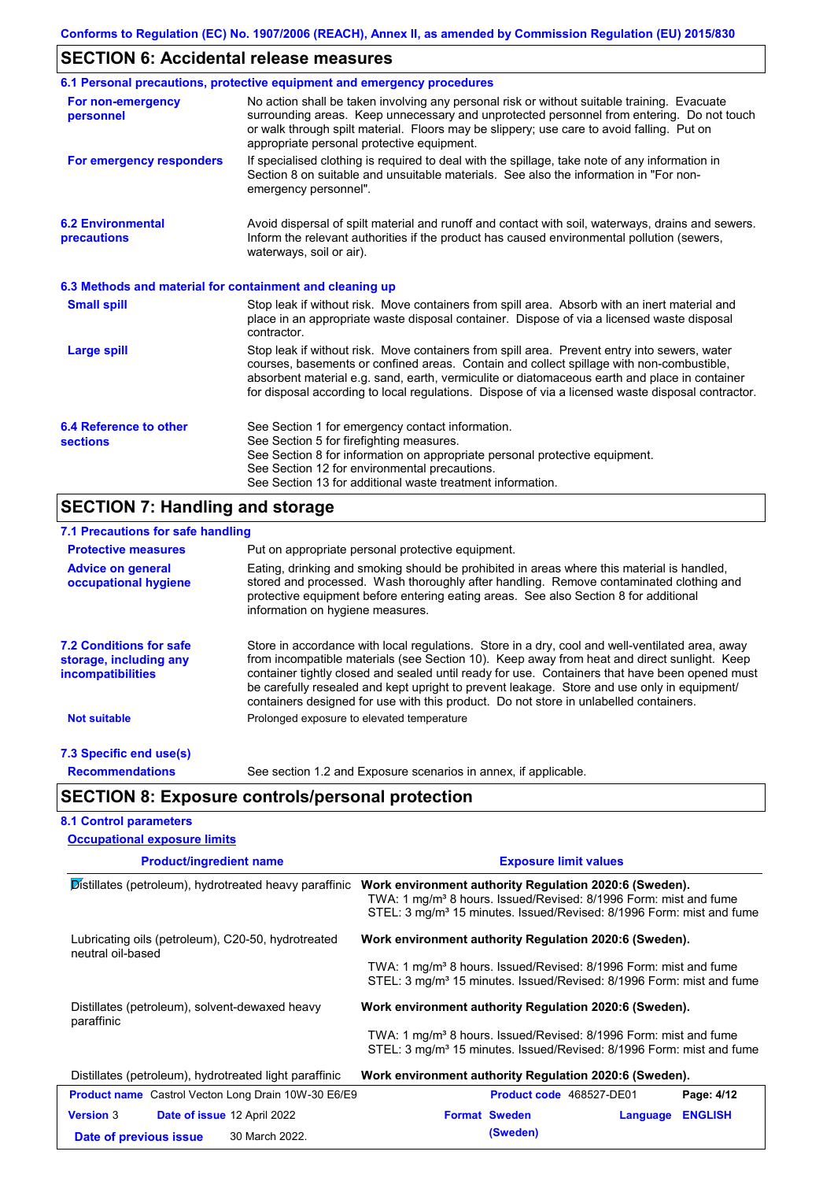## SECTION 6: Accidental release measures

### 6.1 Personal precautions, protective equipment and emergency procedures

**For non-emergency personnel**

No action shall be taken involving any personal risk or without suitable training. Evacuate surrounding areas. Keep unnecessary and unprotected personnel from entering. Do not touch or walk through spilt material. Floors may be slippery; use care to avoid falling. Put on appropriate personal protective equipment.

**For emergency responders**

If specialised clothing is required to deal with the spillage, take note of any information in Section 8 on suitable and unsuitable materials. See also the information in "For non-emergency personnel".

### 6.2 Environmental precautions

Avoid dispersal of spilt material and runoff and contact with soil, waterways, drains and sewers. Inform the relevant authorities if the product has caused environmental pollution (sewers, waterways, soil or air).

### 6.3 Methods and material for containment and cleaning up

**Small spill**

Stop leak if without risk. Move containers from spill area. Absorb with an inert material and place in an appropriate waste disposal container. Dispose of via a licensed waste disposal contractor.

**Large spill**

Stop leak if without risk. Move containers from spill area. Prevent entry into sewers, water courses, basements or confined areas. Contain and collect spillage with non-combustible, absorbent material e.g. sand, earth, vermiculite or diatomaceous earth and place in container for disposal according to local regulations. Dispose of via a licensed waste disposal contractor.

### 6.4 Reference to other sections

See Section 1 for emergency contact information.
See Section 5 for firefighting measures.
See Section 8 for information on appropriate personal protective equipment.
See Section 12 for environmental precautions.
See Section 13 for additional waste treatment information.

## SECTION 7: Handling and storage

### 7.1 Precautions for safe handling

**Protective measures**

Put on appropriate personal protective equipment.

**Advice on general occupational hygiene**

Eating, drinking and smoking should be prohibited in areas where this material is handled, stored and processed. Wash thoroughly after handling. Remove contaminated clothing and protective equipment before entering eating areas. See also Section 8 for additional information on hygiene measures.

### 7.2 Conditions for safe storage, including any incompatibilities

Store in accordance with local regulations. Store in a dry, cool and well-ventilated area, away from incompatible materials (see Section 10). Keep away from heat and direct sunlight. Keep container tightly closed and sealed until ready for use. Containers that have been opened must be carefully resealed and kept upright to prevent leakage. Store and use only in equipment/ containers designed for use with this product. Do not store in unlabelled containers.

**Not suitable**

Prolonged exposure to elevated temperature

### 7.3 Specific end use(s)

**Recommendations**

See section 1.2 and Exposure scenarios in annex, if applicable.

## SECTION 8: Exposure controls/personal protection

### 8.1 Control parameters

**Occupational exposure limits**

| Product/ingredient name | Exposure limit values |
|---|---|
| Distillates (petroleum), hydrotreated heavy paraffinic | **Work environment authority Regulation 2020:6 (Sweden).**<br>TWA: 1 mg/m³ 8 hours. Issued/Revised: 8/1996 Form: mist and fume<br>STEL: 3 mg/m³ 15 minutes. Issued/Revised: 8/1996 Form: mist and fume |
| Lubricating oils (petroleum), C20-50, hydrotreated neutral oil-based | **Work environment authority Regulation 2020:6 (Sweden).**<br>TWA: 1 mg/m³ 8 hours. Issued/Revised: 8/1996 Form: mist and fume<br>STEL: 3 mg/m³ 15 minutes. Issued/Revised: 8/1996 Form: mist and fume |
| Distillates (petroleum), solvent-dewaxed heavy paraffinic | **Work environment authority Regulation 2020:6 (Sweden).**<br>TWA: 1 mg/m³ 8 hours. Issued/Revised: 8/1996 Form: mist and fume<br>STEL: 3 mg/m³ 15 minutes. Issued/Revised: 8/1996 Form: mist and fume |
| Distillates (petroleum), hydrotreated light paraffinic | **Work environment authority Regulation 2020:6 (Sweden).** |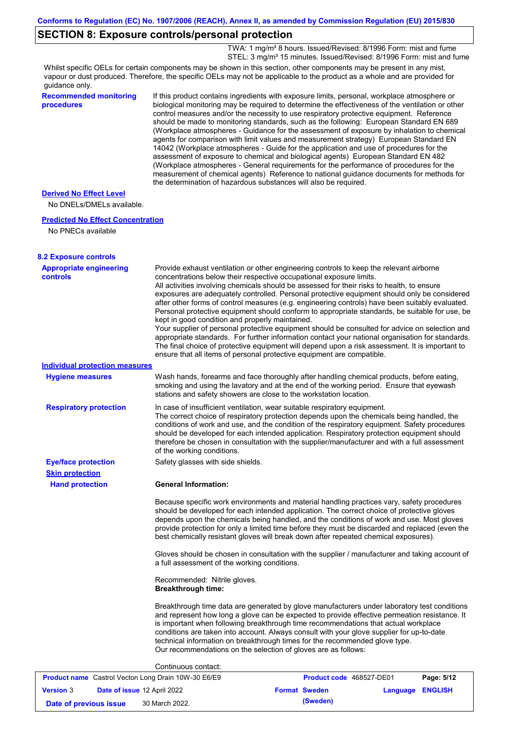## SECTION 8: Exposure controls/personal protection

TWA: 1 mg/m³ 8 hours. Issued/Revised: 8/1996 Form: mist and fume
STEL: 3 mg/m³ 15 minutes. Issued/Revised: 8/1996 Form: mist and fume

Whilst specific OELs for certain components may be shown in this section, other components may be present in any mist, vapour or dust produced. Therefore, the specific OELs may not be applicable to the product as a whole and are provided for guidance only.

**Recommended monitoring procedures**

If this product contains ingredients with exposure limits, personal, workplace atmosphere or biological monitoring may be required to determine the effectiveness of the ventilation or other control measures and/or the necessity to use respiratory protective equipment. Reference should be made to monitoring standards, such as the following: European Standard EN 689 (Workplace atmospheres - Guidance for the assessment of exposure by inhalation to chemical agents for comparison with limit values and measurement strategy) European Standard EN 14042 (Workplace atmospheres - Guide for the application and use of procedures for the assessment of exposure to chemical and biological agents) European Standard EN 482 (Workplace atmospheres - General requirements for the performance of procedures for the measurement of chemical agents) Reference to national guidance documents for methods for the determination of hazardous substances will also be required.

**Derived No Effect Level**

No DNELs/DMELs available.

**Predicted No Effect Concentration**

No PNECs available

### 8.2 Exposure controls

**Appropriate engineering controls**

Provide exhaust ventilation or other engineering controls to keep the relevant airborne concentrations below their respective occupational exposure limits.
All activities involving chemicals should be assessed for their risks to health, to ensure exposures are adequately controlled. Personal protective equipment should only be considered after other forms of control measures (e.g. engineering controls) have been suitably evaluated. Personal protective equipment should conform to appropriate standards, be suitable for use, be kept in good condition and properly maintained.
Your supplier of personal protective equipment should be consulted for advice on selection and appropriate standards. For further information contact your national organisation for standards. The final choice of protective equipment will depend upon a risk assessment. It is important to ensure that all items of personal protective equipment are compatible.

**Individual protection measures**

**Hygiene measures**

Wash hands, forearms and face thoroughly after handling chemical products, before eating, smoking and using the lavatory and at the end of the working period. Ensure that eyewash stations and safety showers are close to the workstation location.

**Respiratory protection**

In case of insufficient ventilation, wear suitable respiratory equipment.
The correct choice of respiratory protection depends upon the chemicals being handled, the conditions of work and use, and the condition of the respiratory equipment. Safety procedures should be developed for each intended application. Respiratory protection equipment should therefore be chosen in consultation with the supplier/manufacturer and with a full assessment of the working conditions.

**Eye/face protection**

Safety glasses with side shields.

**Skin protection**

**Hand protection**

**General Information:**

Because specific work environments and material handling practices vary, safety procedures should be developed for each intended application. The correct choice of protective gloves depends upon the chemicals being handled, and the conditions of work and use. Most gloves provide protection for only a limited time before they must be discarded and replaced (even the best chemically resistant gloves will break down after repeated chemical exposures).

Gloves should be chosen in consultation with the supplier / manufacturer and taking account of a full assessment of the working conditions.

Recommended: Nitrile gloves.
**Breakthrough time:**

Breakthrough time data are generated by glove manufacturers under laboratory test conditions and represent how long a glove can be expected to provide effective permeation resistance. It is important when following breakthrough time recommendations that actual workplace conditions are taken into account. Always consult with your glove supplier for up-to-date technical information on breakthrough times for the recommended glove type.
Our recommendations on the selection of gloves are as follows:

Continuous contact: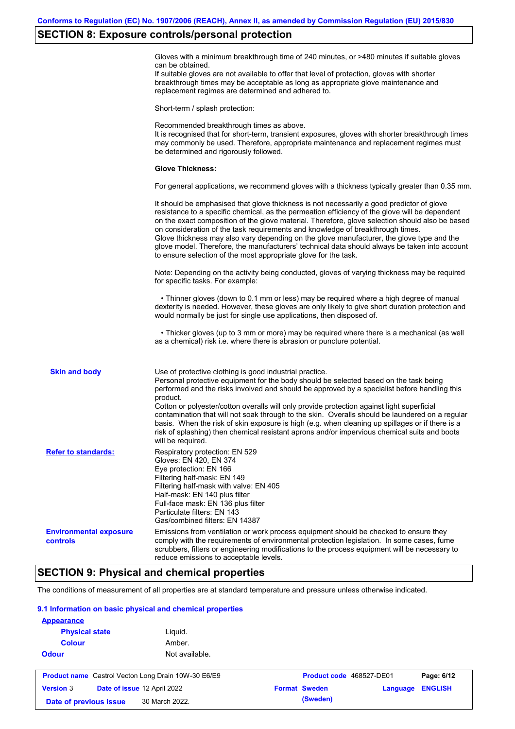## SECTION 8: Exposure controls/personal protection

Gloves with a minimum breakthrough time of 240 minutes, or >480 minutes if suitable gloves can be obtained.
If suitable gloves are not available to offer that level of protection, gloves with shorter breakthrough times may be acceptable as long as appropriate glove maintenance and replacement regimes are determined and adhered to.

Short-term / splash protection:

Recommended breakthrough times as above.
It is recognised that for short-term, transient exposures, gloves with shorter breakthrough times may commonly be used. Therefore, appropriate maintenance and replacement regimes must be determined and rigorously followed.

**Glove Thickness:**

For general applications, we recommend gloves with a thickness typically greater than 0.35 mm.

It should be emphasised that glove thickness is not necessarily a good predictor of glove resistance to a specific chemical, as the permeation efficiency of the glove will be dependent on the exact composition of the glove material. Therefore, glove selection should also be based on consideration of the task requirements and knowledge of breakthrough times.
Glove thickness may also vary depending on the glove manufacturer, the glove type and the glove model. Therefore, the manufacturers' technical data should always be taken into account to ensure selection of the most appropriate glove for the task.

Note: Depending on the activity being conducted, gloves of varying thickness may be required for specific tasks. For example:

• Thinner gloves (down to 0.1 mm or less) may be required where a high degree of manual dexterity is needed. However, these gloves are only likely to give short duration protection and would normally be just for single use applications, then disposed of.

• Thicker gloves (up to 3 mm or more) may be required where there is a mechanical (as well as a chemical) risk i.e. where there is abrasion or puncture potential.

**Skin and body**

Use of protective clothing is good industrial practice.
Personal protective equipment for the body should be selected based on the task being performed and the risks involved and should be approved by a specialist before handling this product.
Cotton or polyester/cotton overalls will only provide protection against light superficial contamination that will not soak through to the skin. Overalls should be laundered on a regular basis. When the risk of skin exposure is high (e.g. when cleaning up spillages or if there is a risk of splashing) then chemical resistant aprons and/or impervious chemical suits and boots will be required.

**Refer to standards:**

Respiratory protection: EN 529
Gloves: EN 420, EN 374
Eye protection: EN 166
Filtering half-mask: EN 149
Filtering half-mask with valve: EN 405
Half-mask: EN 140 plus filter
Full-face mask: EN 136 plus filter
Particulate filters: EN 143
Gas/combined filters: EN 14387

**Environmental exposure controls**

Emissions from ventilation or work process equipment should be checked to ensure they comply with the requirements of environmental protection legislation. In some cases, fume scrubbers, filters or engineering modifications to the process equipment will be necessary to reduce emissions to acceptable levels.

## SECTION 9: Physical and chemical properties

The conditions of measurement of all properties are at standard temperature and pressure unless otherwise indicated.

### 9.1 Information on basic physical and chemical properties

**Appearance**

| | |
|---|---|
| **Physical state** | Liquid. |
| **Colour** | Amber. |
| **Odour** | Not available. |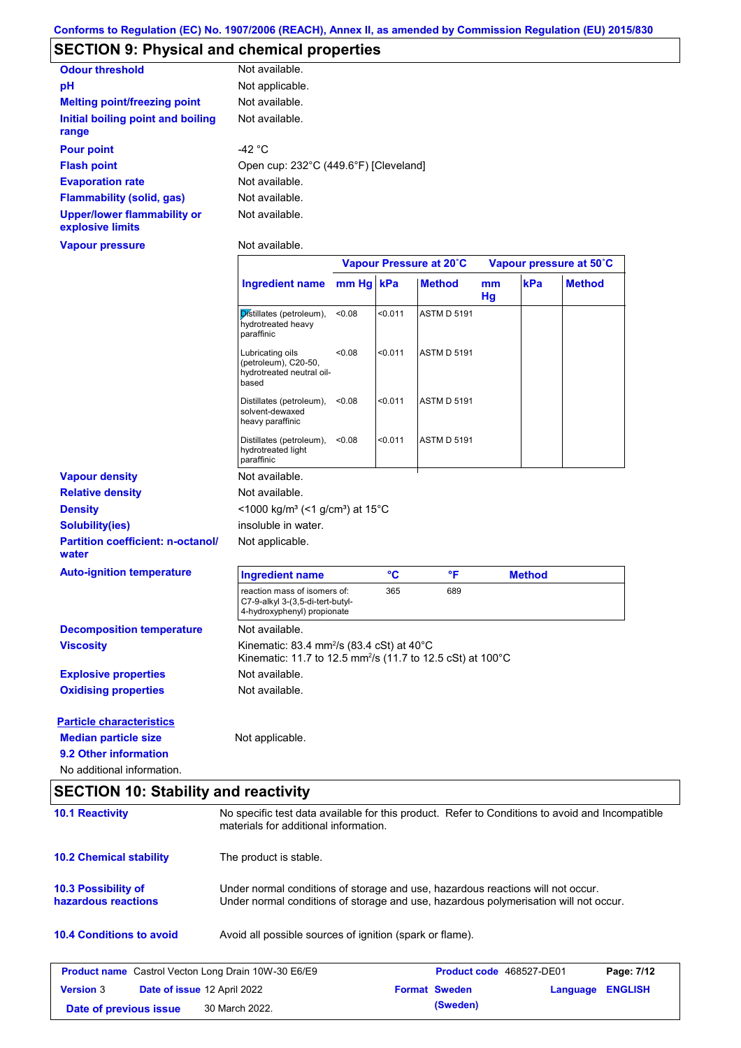Conforms to Regulation (EC) No. 1907/2006 (REACH), Annex II, as amended by Commission Regulation (EU) 2015/830

## SECTION 9: Physical and chemical properties

**Odour threshold**: Not available.

**pH**: Not applicable.

**Melting point/freezing point**: Not available.

**Initial boiling point and boiling range**: Not available.

**Pour point**: -42 °C

**Flash point**: Open cup: 232°C (449.6°F) [Cleveland]

**Evaporation rate**: Not available.

**Flammability (solid, gas)**: Not available.

**Upper/lower flammability or explosive limits**: Not available.

**Vapour pressure**: Not available.

| | Vapour Pressure at 20˚C | | | Vapour pressure at 50˚C | | |
|---|---|---|---|---|---|---|
| **Ingredient name** | **mm Hg** | **kPa** | **Method** | **mm Hg** | **kPa** | **Method** |
| Distillates (petroleum), hydrotreated heavy paraffinic | <0.08 | <0.011 | ASTM D 5191 | | | |
| Lubricating oils (petroleum), C20-50, hydrotreated neutral oil-based | <0.08 | <0.011 | ASTM D 5191 | | | |
| Distillates (petroleum), solvent-dewaxed heavy paraffinic | <0.08 | <0.011 | ASTM D 5191 | | | |
| Distillates (petroleum), hydrotreated light paraffinic | <0.08 | <0.011 | ASTM D 5191 | | | |

**Vapour density**: Not available.

**Relative density**: Not available.

**Density**: <1000 kg/m³ (<1 g/cm³) at 15°C

**Solubility(ies)**: insoluble in water.

**Partition coefficient: n-octanol/water**: Not applicable.

**Auto-ignition temperature**:

| Ingredient name | °C | °F | Method |
|---|---|---|---|
| reaction mass of isomers of: C7-9-alkyl 3-(3,5-di-tert-butyl-4-hydroxyphenyl) propionate | 365 | 689 | |

**Decomposition temperature**: Not available.

**Viscosity**: Kinematic: 83.4 mm²/s (83.4 cSt) at 40°C
Kinematic: 11.7 to 12.5 mm²/s (11.7 to 12.5 cSt) at 100°C

**Explosive properties**: Not available.

**Oxidising properties**: Not available.

**Particle characteristics**

**Median particle size**: Not applicable.

**9.2 Other information**

No additional information.

## SECTION 10: Stability and reactivity

**10.1 Reactivity**: No specific test data available for this product. Refer to Conditions to avoid and Incompatible materials for additional information.

**10.2 Chemical stability**: The product is stable.

**10.3 Possibility of hazardous reactions**: Under normal conditions of storage and use, hazardous reactions will not occur.
Under normal conditions of storage and use, hazardous polymerisation will not occur.

**10.4 Conditions to avoid**: Avoid all possible sources of ignition (spark or flame).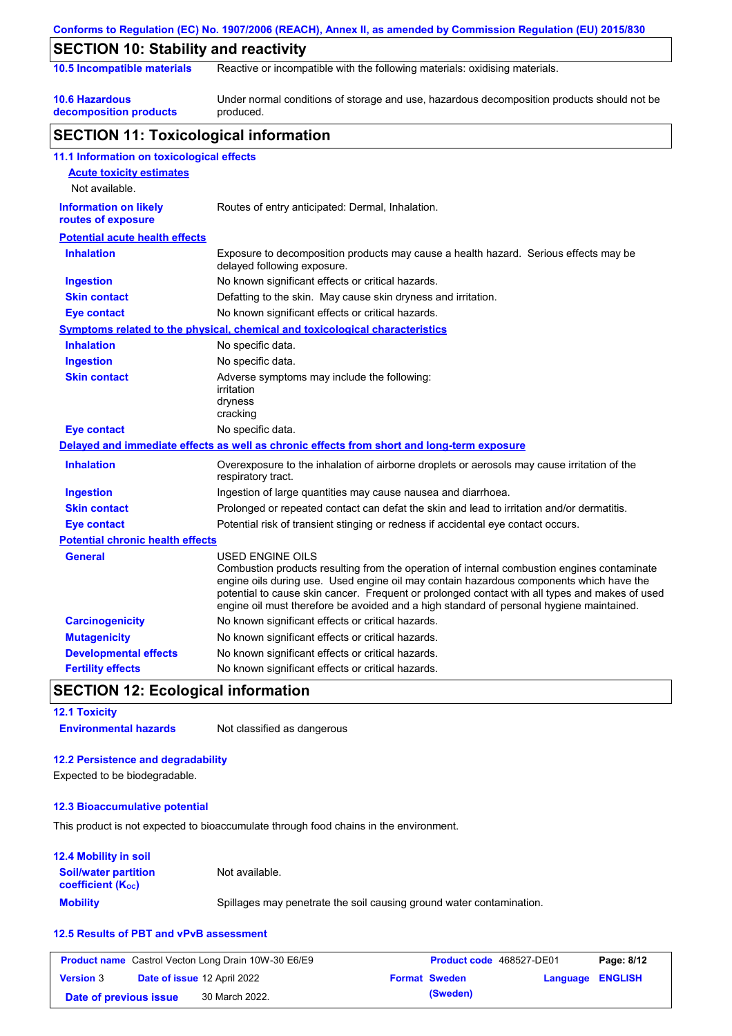## SECTION 10: Stability and reactivity

| | |
|---|---|
| **10.5 Incompatible materials** | Reactive or incompatible with the following materials: oxidising materials. |
| **10.6 Hazardous decomposition products** | Under normal conditions of storage and use, hazardous decomposition products should not be produced. |

## SECTION 11: Toxicological information

### 11.1 Information on toxicological effects

**Acute toxicity estimates**

Not available.

| | |
|---|---|
| **Information on likely routes of exposure** | Routes of entry anticipated: Dermal, Inhalation. |

**Potential acute health effects**

| | |
|---|---|
| **Inhalation** | Exposure to decomposition products may cause a health hazard. Serious effects may be delayed following exposure. |
| **Ingestion** | No known significant effects or critical hazards. |
| **Skin contact** | Defatting to the skin. May cause skin dryness and irritation. |
| **Eye contact** | No known significant effects or critical hazards. |

**Symptoms related to the physical, chemical and toxicological characteristics**

| | |
|---|---|
| **Inhalation** | No specific data. |
| **Ingestion** | No specific data. |
| **Skin contact** | Adverse symptoms may include the following: irritation dryness cracking |
| **Eye contact** | No specific data. |

**Delayed and immediate effects as well as chronic effects from short and long-term exposure**

| | |
|---|---|
| **Inhalation** | Overexposure to the inhalation of airborne droplets or aerosols may cause irritation of the respiratory tract. |
| **Ingestion** | Ingestion of large quantities may cause nausea and diarrhoea. |
| **Skin contact** | Prolonged or repeated contact can defat the skin and lead to irritation and/or dermatitis. |
| **Eye contact** | Potential risk of transient stinging or redness if accidental eye contact occurs. |

**Potential chronic health effects**

| | |
|---|---|
| **General** | USED ENGINE OILS Combustion products resulting from the operation of internal combustion engines contaminate engine oils during use. Used engine oil may contain hazardous components which have the potential to cause skin cancer. Frequent or prolonged contact with all types and makes of used engine oil must therefore be avoided and a high standard of personal hygiene maintained. |
| **Carcinogenicity** | No known significant effects or critical hazards. |
| **Mutagenicity** | No known significant effects or critical hazards. |
| **Developmental effects** | No known significant effects or critical hazards. |
| **Fertility effects** | No known significant effects or critical hazards. |

## SECTION 12: Ecological information

### 12.1 Toxicity

| | |
|---|---|
| **Environmental hazards** | Not classified as dangerous |

### 12.2 Persistence and degradability

Expected to be biodegradable.

### 12.3 Bioaccumulative potential

This product is not expected to bioaccumulate through food chains in the environment.

### 12.4 Mobility in soil

| | |
|---|---|
| **Soil/water partition coefficient ($K_{OC}$)** | Not available. |
| **Mobility** | Spillages may penetrate the soil causing ground water contamination. |

### 12.5 Results of PBT and vPvB assessment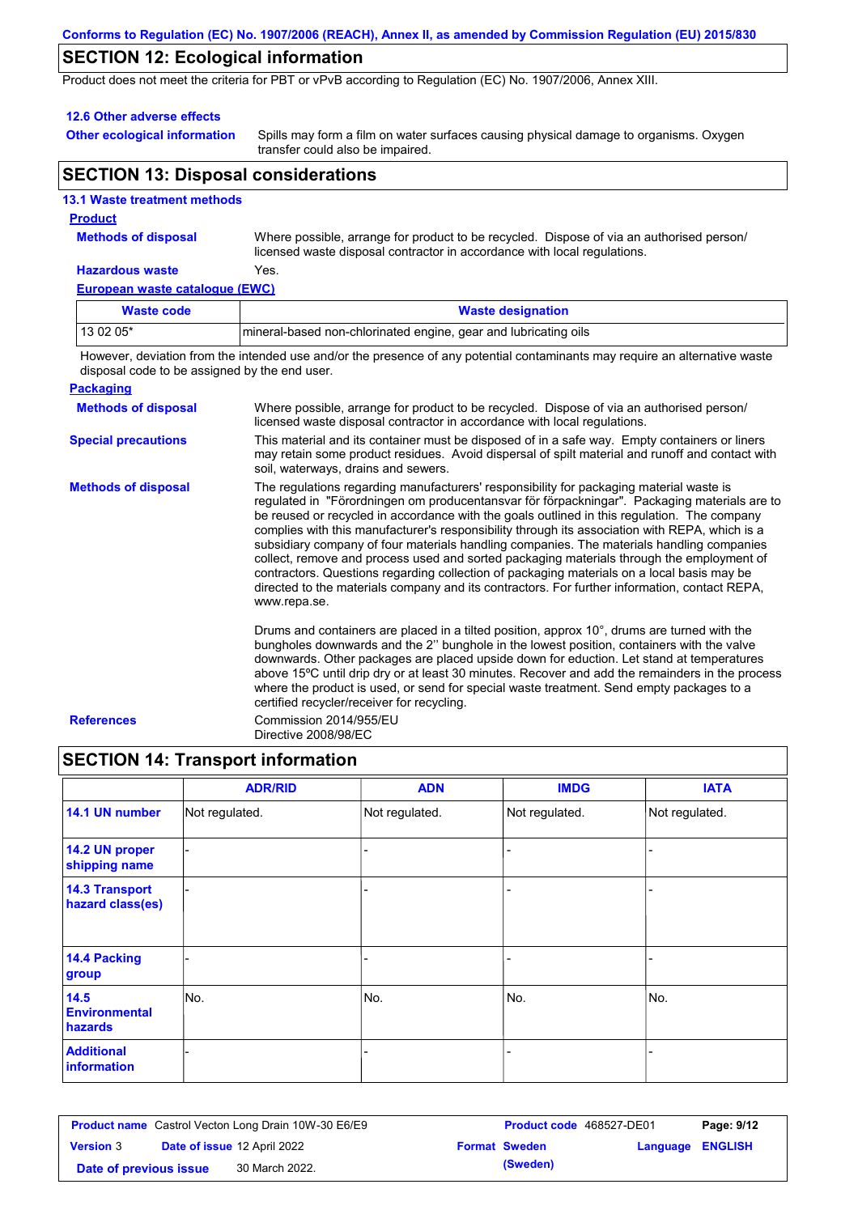## SECTION 12: Ecological information

Product does not meet the criteria for PBT or vPvB according to Regulation (EC) No. 1907/2006, Annex XIII.

### 12.6 Other adverse effects

**Other ecological information**: Spills may form a film on water surfaces causing physical damage to organisms. Oxygen transfer could also be impaired.

## SECTION 13: Disposal considerations

### 13.1 Waste treatment methods

**Product**

**Methods of disposal**: Where possible, arrange for product to be recycled. Dispose of via an authorised person/ licensed waste disposal contractor in accordance with local regulations.

**Hazardous waste**: Yes.

**European waste catalogue (EWC)**

| Waste code | Waste designation |
|---|---|
| 13 02 05* | mineral-based non-chlorinated engine, gear and lubricating oils |

However, deviation from the intended use and/or the presence of any potential contaminants may require an alternative waste disposal code to be assigned by the end user.

**Packaging**

**Methods of disposal**: Where possible, arrange for product to be recycled. Dispose of via an authorised person/ licensed waste disposal contractor in accordance with local regulations.

**Special precautions**: This material and its container must be disposed of in a safe way. Empty containers or liners may retain some product residues. Avoid dispersal of spilt material and runoff and contact with soil, waterways, drains and sewers.

**Methods of disposal**: The regulations regarding manufacturers' responsibility for packaging material waste is regulated in "Förordningen om producentansvar för förpackningar". Packaging materials are to be reused or recycled in accordance with the goals outlined in this regulation. The company complies with this manufacturer's responsibility through its association with REPA, which is a subsidiary company of four materials handling companies. The materials handling companies collect, remove and process used and sorted packaging materials through the employment of contractors. Questions regarding collection of packaging materials on a local basis may be directed to the materials company and its contractors. For further information, contact REPA, www.repa.se.

Drums and containers are placed in a tilted position, approx 10°, drums are turned with the bungholes downwards and the 2'' bunghole in the lowest position, containers with the valve downwards. Other packages are placed upside down for eduction. Let stand at temperatures above 15ºC until drip dry or at least 30 minutes. Recover and add the remainders in the process where the product is used, or send for special waste treatment. Send empty packages to a certified recycler/receiver for recycling.

**References**: Commission 2014/955/EU
Directive 2008/98/EC

## SECTION 14: Transport information

| | ADR/RID | ADN | IMDG | IATA |
|---|---|---|---|---|
| **14.1 UN number** | Not regulated. | Not regulated. | Not regulated. | Not regulated. |
| **14.2 UN proper shipping name** | - | - | - | - |
| **14.3 Transport hazard class(es)** | - | - | - | - |
| **14.4 Packing group** | - | - | - | - |
| **14.5 Environmental hazards** | No. | No. | No. | No. |
| **Additional information** | - | - | - | - |

| **Product name** Castrol Vecton Long Drain 10W-30 E6/E9 | **Product code** 468527-DE01 | |
|---|---|---|
| **Version** 3 **Date of issue** 12 April 2022 | **Format** Sweden (Sweden) | **Language** ENGLISH |
| **Date of previous issue** 30 March 2022. | | |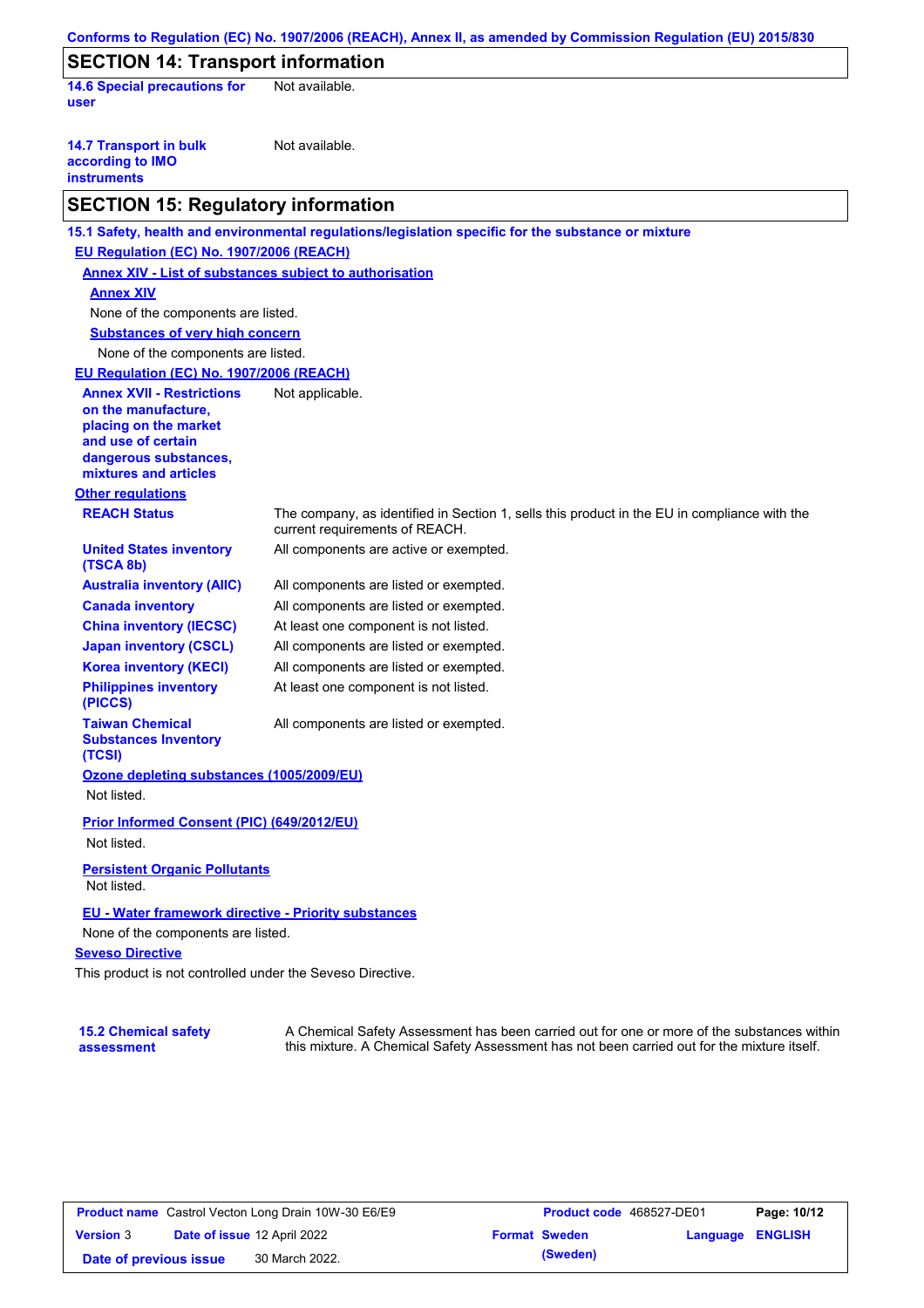## SECTION 14: Transport information

**14.6 Special precautions for user**: Not available.

**14.7 Transport in bulk according to IMO instruments**: Not available.

## SECTION 15: Regulatory information

**15.1 Safety, health and environmental regulations/legislation specific for the substance or mixture**

**EU Regulation (EC) No. 1907/2006 (REACH)**

**Annex XIV - List of substances subject to authorisation**

**Annex XIV**

None of the components are listed.

**Substances of very high concern**

None of the components are listed.

**EU Regulation (EC) No. 1907/2006 (REACH)**

**Annex XVII - Restrictions on the manufacture, placing on the market and use of certain dangerous substances, mixtures and articles**: Not applicable.

**Other regulations**

| | |
|---|---|
| **REACH Status** | The company, as identified in Section 1, sells this product in the EU in compliance with the current requirements of REACH. |
| **United States inventory (TSCA 8b)** | All components are active or exempted. |
| **Australia inventory (AIIC)** | All components are listed or exempted. |
| **Canada inventory** | All components are listed or exempted. |
| **China inventory (IECSC)** | At least one component is not listed. |
| **Japan inventory (CSCL)** | All components are listed or exempted. |
| **Korea inventory (KECI)** | All components are listed or exempted. |
| **Philippines inventory (PICCS)** | At least one component is not listed. |
| **Taiwan Chemical Substances Inventory (TCSI)** | All components are listed or exempted. |

**Ozone depleting substances (1005/2009/EU)**

Not listed.

**Prior Informed Consent (PIC) (649/2012/EU)**

Not listed.

**Persistent Organic Pollutants**

Not listed.

**EU - Water framework directive - Priority substances**

None of the components are listed.

**Seveso Directive**

This product is not controlled under the Seveso Directive.

**15.2 Chemical safety assessment**: A Chemical Safety Assessment has been carried out for one or more of the substances within this mixture. A Chemical Safety Assessment has not been carried out for the mixture itself.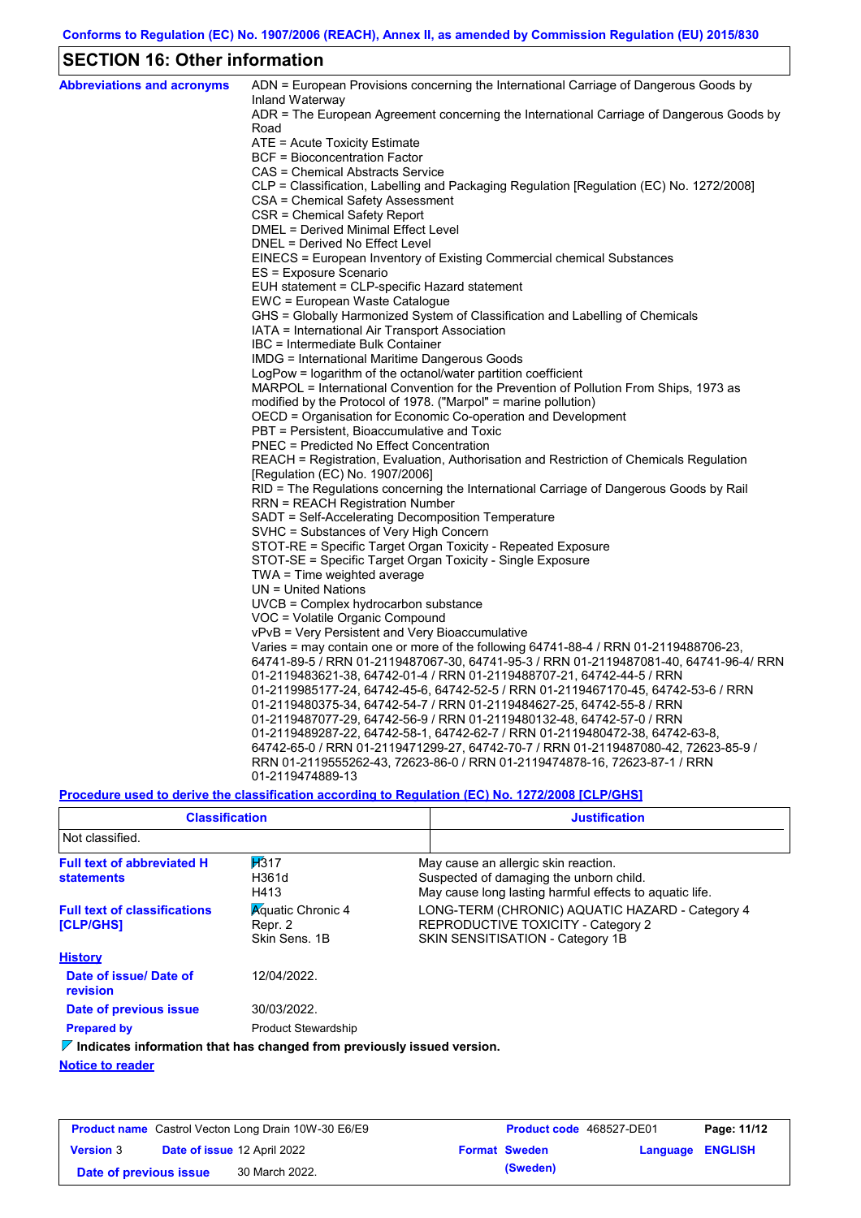## SECTION 16: Other information

**Abbreviations and acronyms**

ADN = European Provisions concerning the International Carriage of Dangerous Goods by Inland Waterway
ADR = The European Agreement concerning the International Carriage of Dangerous Goods by Road
ATE = Acute Toxicity Estimate
BCF = Bioconcentration Factor
CAS = Chemical Abstracts Service
CLP = Classification, Labelling and Packaging Regulation [Regulation (EC) No. 1272/2008]
CSA = Chemical Safety Assessment
CSR = Chemical Safety Report
DMEL = Derived Minimal Effect Level
DNEL = Derived No Effect Level
EINECS = European Inventory of Existing Commercial chemical Substances
ES = Exposure Scenario
EUH statement = CLP-specific Hazard statement
EWC = European Waste Catalogue
GHS = Globally Harmonized System of Classification and Labelling of Chemicals
IATA = International Air Transport Association
IBC = Intermediate Bulk Container
IMDG = International Maritime Dangerous Goods
LogPow = logarithm of the octanol/water partition coefficient
MARPOL = International Convention for the Prevention of Pollution From Ships, 1973 as modified by the Protocol of 1978. ("Marpol" = marine pollution)
OECD = Organisation for Economic Co-operation and Development
PBT = Persistent, Bioaccumulative and Toxic
PNEC = Predicted No Effect Concentration
REACH = Registration, Evaluation, Authorisation and Restriction of Chemicals Regulation [Regulation (EC) No. 1907/2006]
RID = The Regulations concerning the International Carriage of Dangerous Goods by Rail
RRN = REACH Registration Number
SADT = Self-Accelerating Decomposition Temperature
SVHC = Substances of Very High Concern
STOT-RE = Specific Target Organ Toxicity - Repeated Exposure
STOT-SE = Specific Target Organ Toxicity - Single Exposure
TWA = Time weighted average
UN = United Nations
UVCB = Complex hydrocarbon substance
VOC = Volatile Organic Compound
vPvB = Very Persistent and Very Bioaccumulative
Varies = may contain one or more of the following 64741-88-4 / RRN 01-2119488706-23, 64741-89-5 / RRN 01-2119487067-30, 64741-95-3 / RRN 01-2119487081-40, 64741-96-4/ RRN 01-2119483621-38, 64742-01-4 / RRN 01-2119488707-21, 64742-44-5 / RRN 01-2119985177-24, 64742-45-6, 64742-52-5 / RRN 01-2119467170-45, 64742-53-6 / RRN 01-2119480375-34, 64742-54-7 / RRN 01-2119484627-25, 64742-55-8 / RRN 01-2119487077-29, 64742-56-9 / RRN 01-2119480132-48, 64742-57-0 / RRN 01-2119489287-22, 64742-58-1, 64742-62-7 / RRN 01-2119480472-38, 64742-63-8, 64742-65-0 / RRN 01-2119471299-27, 64742-70-7 / RRN 01-2119487080-42, 72623-85-9 / RRN 01-2119555262-43, 72623-86-0 / RRN 01-2119474878-16, 72623-87-1 / RRN 01-2119474889-13

**Procedure used to derive the classification according to Regulation (EC) No. 1272/2008 [CLP/GHS]**

| Classification | Justification |
|---|---|
| Not classified. | |

**Full text of abbreviated H statements**

| | |
|---|---|
| H317 | May cause an allergic skin reaction. |
| H361d | Suspected of damaging the unborn child. |
| H413 | May cause long lasting harmful effects to aquatic life. |

**Full text of classifications [CLP/GHS]**

| | |
|---|---|
| Aquatic Chronic 4 | LONG-TERM (CHRONIC) AQUATIC HAZARD - Category 4 |
| Repr. 2 | REPRODUCTIVE TOXICITY - Category 2 |
| Skin Sens. 1B | SKIN SENSITISATION - Category 1B |

**History**

**Date of issue/ Date of revision:** 12/04/2022.

**Date of previous issue:** 30/03/2022.

**Prepared by:** Product Stewardship

**Indicates information that has changed from previously issued version.**

**Notice to reader**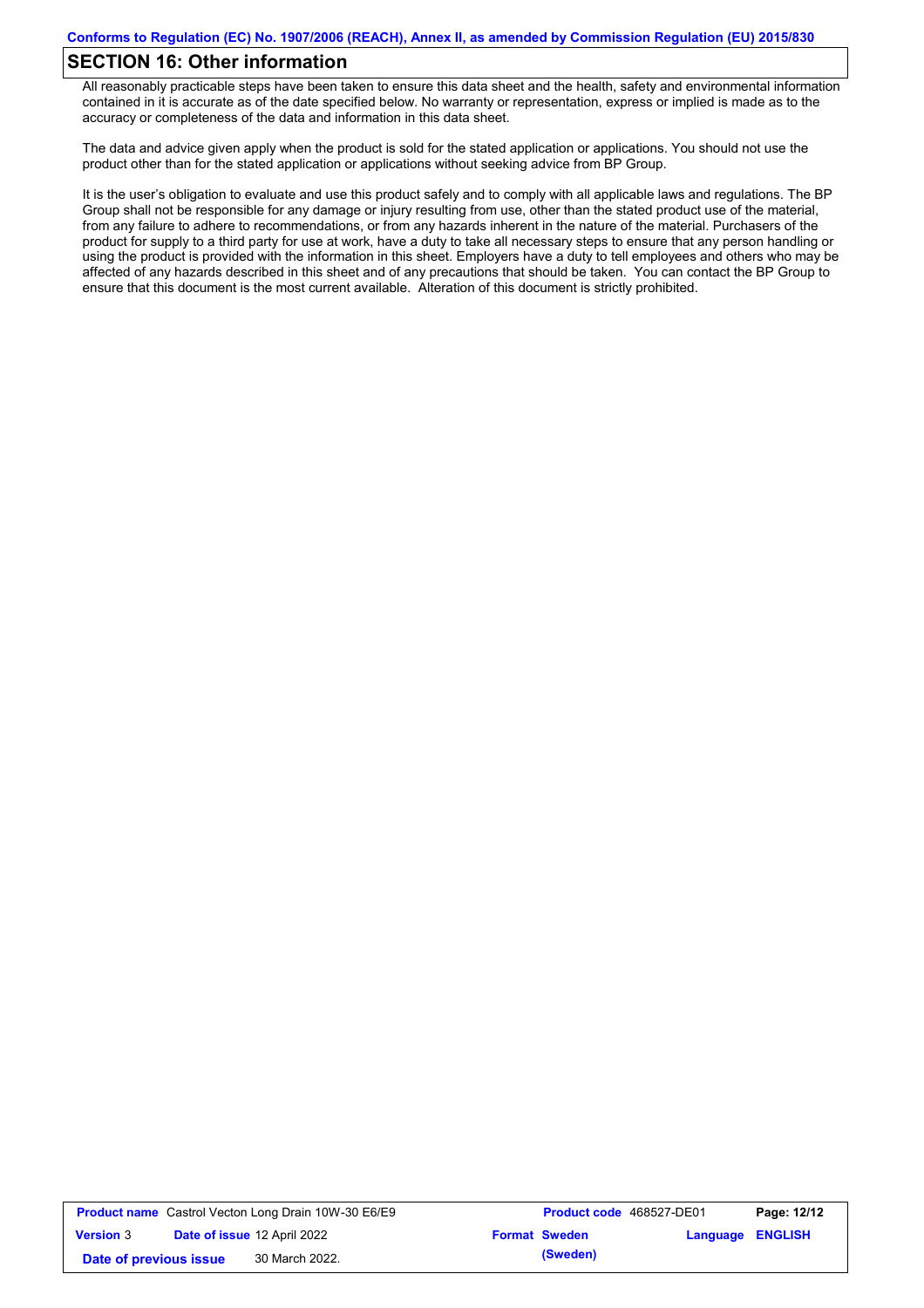## SECTION 16: Other information

All reasonably practicable steps have been taken to ensure this data sheet and the health, safety and environmental information contained in it is accurate as of the date specified below. No warranty or representation, express or implied is made as to the accuracy or completeness of the data and information in this data sheet.

The data and advice given apply when the product is sold for the stated application or applications. You should not use the product other than for the stated application or applications without seeking advice from BP Group.

It is the user's obligation to evaluate and use this product safely and to comply with all applicable laws and regulations. The BP Group shall not be responsible for any damage or injury resulting from use, other than the stated product use of the material, from any failure to adhere to recommendations, or from any hazards inherent in the nature of the material. Purchasers of the product for supply to a third party for use at work, have a duty to take all necessary steps to ensure that any person handling or using the product is provided with the information in this sheet. Employers have a duty to tell employees and others who may be affected of any hazards described in this sheet and of any precautions that should be taken. You can contact the BP Group to ensure that this document is the most current available. Alteration of this document is strictly prohibited.